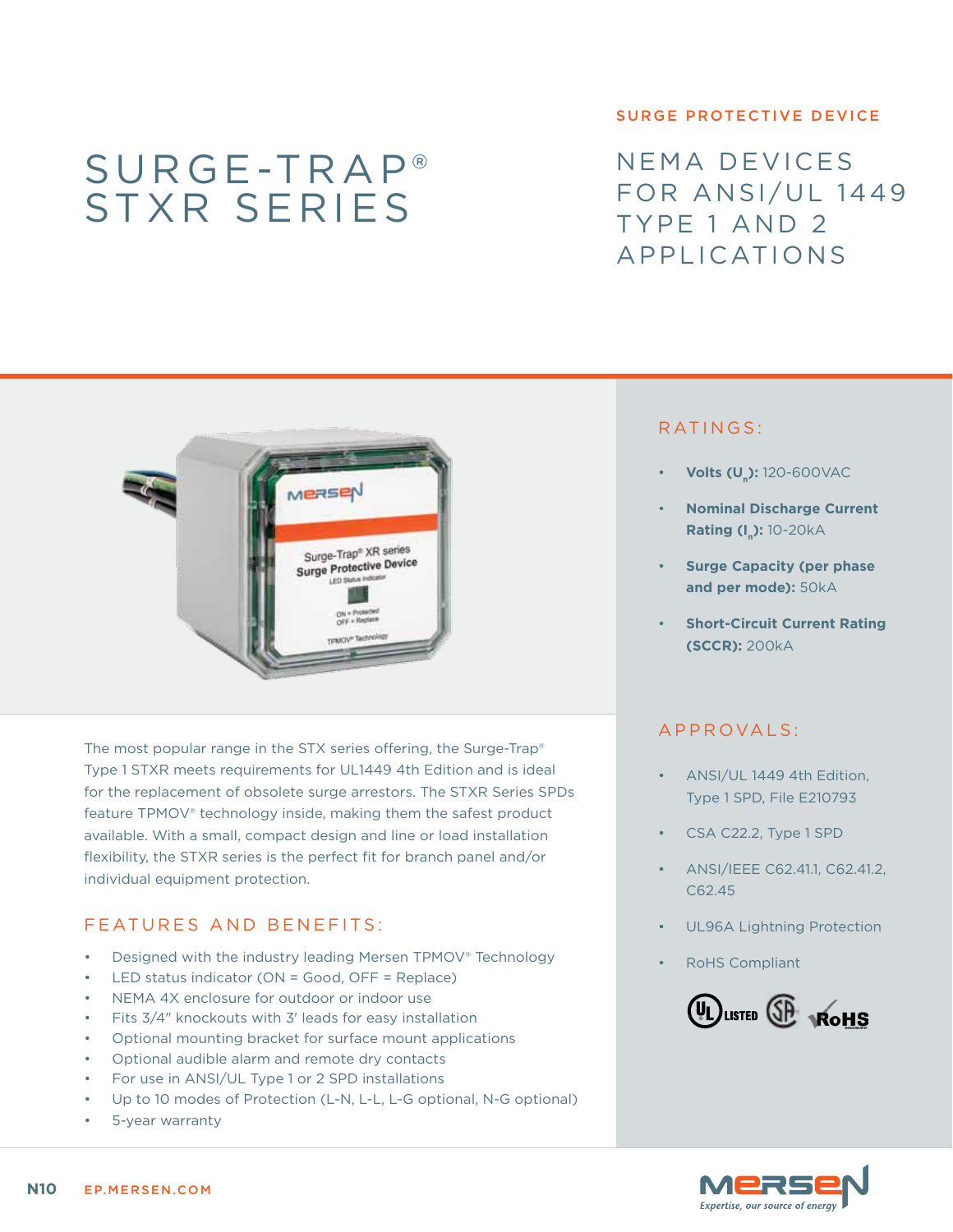SURGE PROTECTIVE DEVICE

# SURGE-TRAP® STXR SERIES

## NEMA DEVICES FOR ANSI/UL 1449 TYPE 1 AND 2 APPLICATIONS

The most popular range in the STX series offering, the Surge-Trap® Type 1 STXR meets requirements for UL1449 4th Edition and is ideal for the replacement of obsolete surge arrestors. The STXR Series SPDs feature TPMOV® technology inside, making them the safest product available. With a small, compact design and line or load installation flexibility, the STXR series is the perfect fit for branch panel and/or individual equipment protection.

### FEATURES AND BENEFITS:

- Designed with the industry leading Mersen TPMOV® Technology
- LED status indicator (ON = Good, OFF = Replace)
- NEMA 4X enclosure for outdoor or indoor use
- Fits 3/4" knockouts with 3' leads for easy installation
- Optional mounting bracket for surface mount applications
- Optional audible alarm and remote dry contacts
- For use in ANSI/UL Type 1 or 2 SPD installations
- Up to 10 modes of Protection (L-N, L-L, L-G optional, N-G optional)
- 5-year warranty

### RATINGS:

- **Volts ($U_n$):** 120-600VAC
- **Nominal Discharge Current Rating ($I_n$):** 10-20kA
- **Surge Capacity (per phase and per mode):** 50kA
- **Short-Circuit Current Rating (SCCR):** 200kA

### APPROVALS:

- ANSI/UL 1449 4th Edition, Type 1 SPD, File E210793
- CSA C22.2, Type 1 SPD
- ANSI/IEEE C62.41.1, C62.41.2, C62.45
- UL96A Lightning Protection
- RoHS Compliant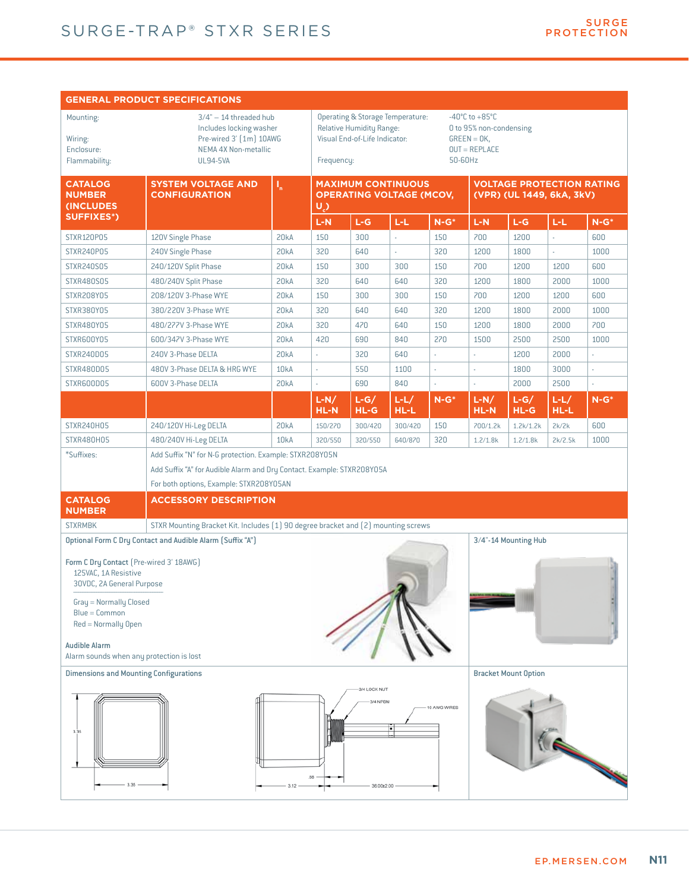# SURGE-TRAP® STXR SERIES

SURGE PROTECTION

## GENERAL PRODUCT SPECIFICATIONS

| | | | |
|---|---|---|---|
| Mounting: | 3/4" – 14 threaded hub<br>Includes locking washer | Operating & Storage Temperature:<br>Relative Humidity Range: | -40°C to +85°C<br>0 to 95% non-condensing |
| Wiring: | Pre-wired 3' (1m) 10AWG | Visual End-of-Life Indicator: | GREEN = OK,<br>OUT = REPLACE |
| Enclosure: | NEMA 4X Non-metallic | | |
| Flammability: | UL94-5VA | Frequency: | 50-60Hz |

| CATALOG NUMBER (INCLUDES SUFFIXES*) | SYSTEM VOLTAGE AND CONFIGURATION | $I_n$ | MAXIMUM CONTINUOUS OPERATING VOLTAGE (MCOV, $U_c$) | | | | VOLTAGE PROTECTION RATING (VPR) (UL 1449, 6kA, 3kV) | | | |
|---|---|---|---|---|---|---|---|---|---|---|
| | | | L-N | L-G | L-L | N-G* | L-N | L-G | L-L | N-G* |
| STXR120P05 | 120V Single Phase | 20kA | 150 | 300 | - | 150 | 700 | 1200 | - | 600 |
| STXR240P05 | 240V Single Phase | 20kA | 320 | 640 | - | 320 | 1200 | 1800 | - | 1000 |
| STXR240S05 | 240/120V Split Phase | 20kA | 150 | 300 | 300 | 150 | 700 | 1200 | 1200 | 600 |
| STXR480S05 | 480/240V Split Phase | 20kA | 320 | 640 | 640 | 320 | 1200 | 1800 | 2000 | 1000 |
| STXR208Y05 | 208/120V 3-Phase WYE | 20kA | 150 | 300 | 300 | 150 | 700 | 1200 | 1200 | 600 |
| STXR380Y05 | 380/220V 3-Phase WYE | 20kA | 320 | 640 | 640 | 320 | 1200 | 1800 | 2000 | 1000 |
| STXR480Y05 | 480/277V 3-Phase WYE | 20kA | 320 | 470 | 640 | 150 | 1200 | 1800 | 2000 | 700 |
| STXR600Y05 | 600/347V 3-Phase WYE | 20kA | 420 | 690 | 840 | 270 | 1500 | 2500 | 2500 | 1000 |
| STXR240D05 | 240V 3-Phase DELTA | 20kA | - | 320 | 640 | - | - | 1200 | 2000 | - |
| STXR480D05 | 480V 3-Phase DELTA & HRG WYE | 10kA | - | 550 | 1100 | - | - | 1800 | 3000 | - |
| STXR600D05 | 600V 3-Phase DELTA | 20kA | - | 690 | 840 | - | - | 2000 | 2500 | - |
| | | | L-N/ HL-N | L-G/ HL-G | L-L/ HL-L | N-G* | L-N/ HL-N | L-G/ HL-G | L-L/ HL-L | N-G* |
| STXR240H05 | 240/120V Hi-Leg DELTA | 20kA | 150/270 | 300/420 | 300/420 | 150 | 700/1.2k | 1.2k/1.2k | 2k/2k | 600 |
| STXR480H05 | 480/240V Hi-Leg DELTA | 10kA | 320/550 | 320/550 | 640/870 | 320 | 1.2/1.8k | 1.2/1.8k | 2k/2.5k | 1000 |

*Suffixes:

Add Suffix "N" for N-G protection. Example: STXR208Y05N

Add Suffix "A" for Audible Alarm and Dry Contact. Example: STXR208Y05A

For both options, Example: STXR208Y05AN

| CATALOG NUMBER | ACCESSORY DESCRIPTION |
|---|---|
| STXRMBK | STXR Mounting Bracket Kit. Includes (1) 90 degree bracket and (2) mounting screws |

### Optional Form C Dry Contact and Audible Alarm (Suffix "A")

**Form C Dry Contact** (Pre-wired 3' 18AWG)
- 125VAC, 1A Resistive
- 30VDC, 2A General Purpose

- Gray = Normally Closed
- Blue = Common
- Red = Normally Open

**Audible Alarm**
Alarm sounds when any protection is lost

### 3/4"-14 Mounting Hub

### Dimensions and Mounting Configurations

3.35

3.35

3/4 LOCK NUT

3/4 NPSM

10 AWG WIRES

.88

3.12

36.00±2.00

### Bracket Mount Option